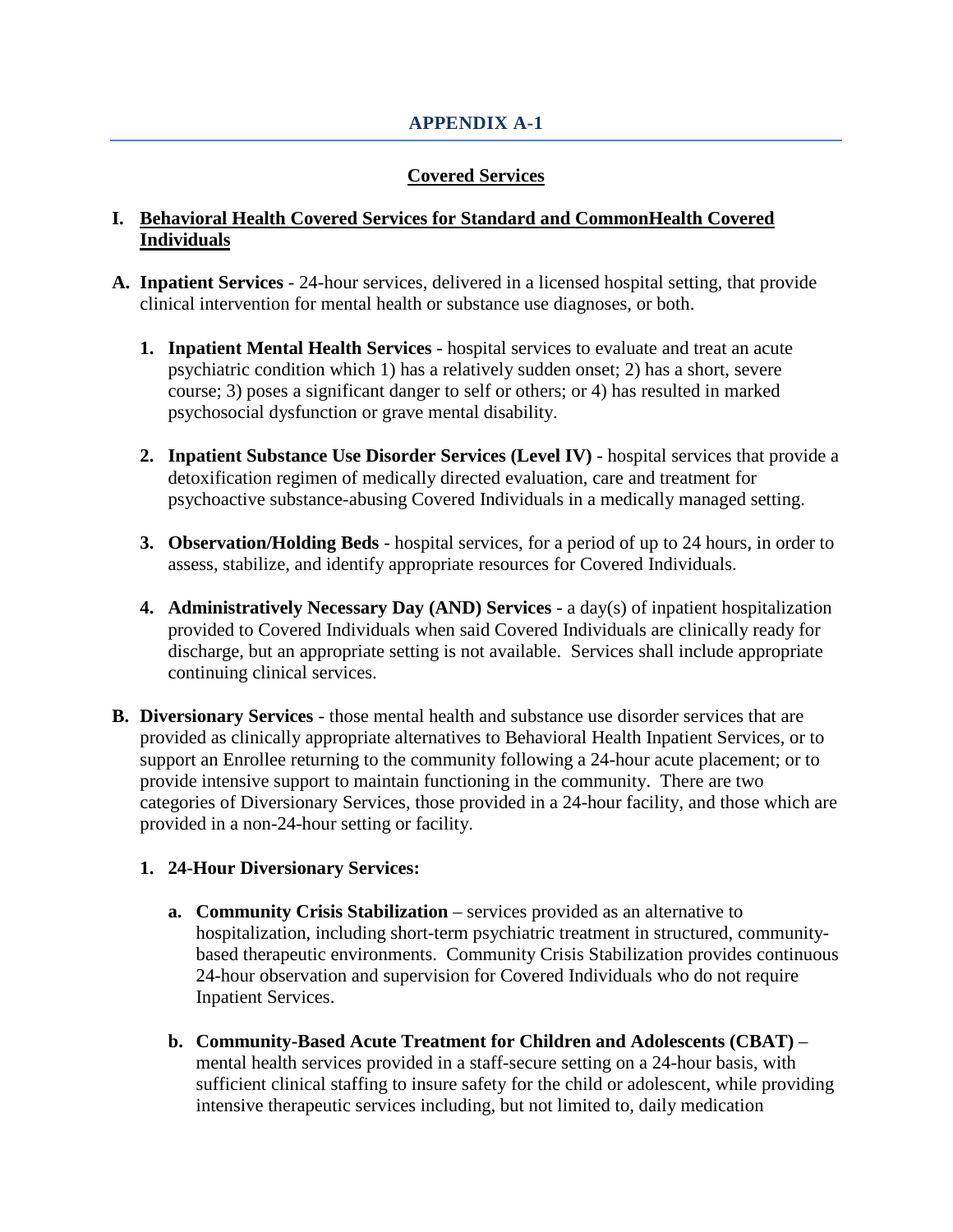# APPENDIX A-1

## Covered Services

### I. Behavioral Health Covered Services for Standard and CommonHealth Covered Individuals

**A. Inpatient Services** - 24-hour services, delivered in a licensed hospital setting, that provide clinical intervention for mental health or substance use diagnoses, or both.

1. **Inpatient Mental Health Services** - hospital services to evaluate and treat an acute psychiatric condition which 1) has a relatively sudden onset; 2) has a short, severe course; 3) poses a significant danger to self or others; or 4) has resulted in marked psychosocial dysfunction or grave mental disability.

2. **Inpatient Substance Use Disorder Services (Level IV)** - hospital services that provide a detoxification regimen of medically directed evaluation, care and treatment for psychoactive substance-abusing Covered Individuals in a medically managed setting.

3. **Observation/Holding Beds** - hospital services, for a period of up to 24 hours, in order to assess, stabilize, and identify appropriate resources for Covered Individuals.

4. **Administratively Necessary Day (AND) Services** - a day(s) of inpatient hospitalization provided to Covered Individuals when said Covered Individuals are clinically ready for discharge, but an appropriate setting is not available. Services shall include appropriate continuing clinical services.

**B. Diversionary Services** - those mental health and substance use disorder services that are provided as clinically appropriate alternatives to Behavioral Health Inpatient Services, or to support an Enrollee returning to the community following a 24-hour acute placement; or to provide intensive support to maintain functioning in the community. There are two categories of Diversionary Services, those provided in a 24-hour facility, and those which are provided in a non-24-hour setting or facility.

1. **24-Hour Diversionary Services:**

   a. **Community Crisis Stabilization** – services provided as an alternative to hospitalization, including short-term psychiatric treatment in structured, community-based therapeutic environments. Community Crisis Stabilization provides continuous 24-hour observation and supervision for Covered Individuals who do not require Inpatient Services.

   b. **Community-Based Acute Treatment for Children and Adolescents (CBAT)** – mental health services provided in a staff-secure setting on a 24-hour basis, with sufficient clinical staffing to insure safety for the child or adolescent, while providing intensive therapeutic services including, but not limited to, daily medication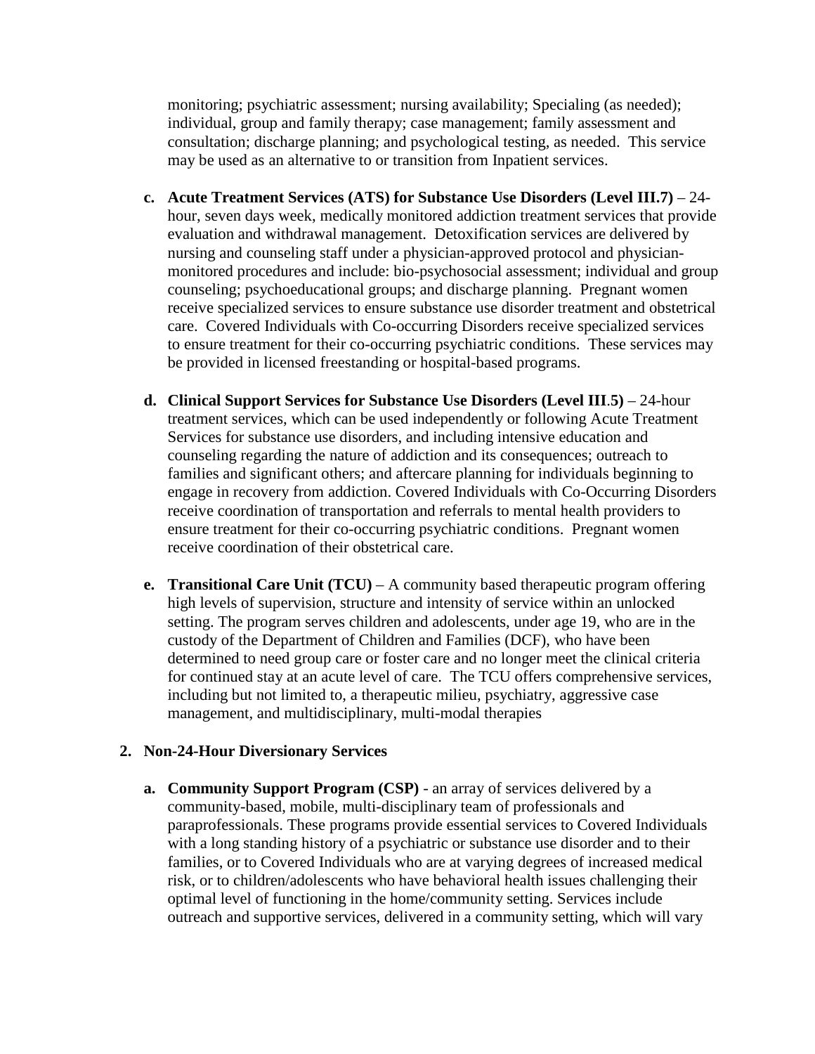monitoring; psychiatric assessment; nursing availability; Specialing (as needed); individual, group and family therapy; case management; family assessment and consultation; discharge planning; and psychological testing, as needed. This service may be used as an alternative to or transition from Inpatient services.

c. **Acute Treatment Services (ATS) for Substance Use Disorders (Level III.7)** – 24-hour, seven days week, medically monitored addiction treatment services that provide evaluation and withdrawal management. Detoxification services are delivered by nursing and counseling staff under a physician-approved protocol and physician-monitored procedures and include: bio-psychosocial assessment; individual and group counseling; psychoeducational groups; and discharge planning. Pregnant women receive specialized services to ensure substance use disorder treatment and obstetrical care. Covered Individuals with Co-occurring Disorders receive specialized services to ensure treatment for their co-occurring psychiatric conditions. These services may be provided in licensed freestanding or hospital-based programs.

d. **Clinical Support Services for Substance Use Disorders (Level III.5)** – 24-hour treatment services, which can be used independently or following Acute Treatment Services for substance use disorders, and including intensive education and counseling regarding the nature of addiction and its consequences; outreach to families and significant others; and aftercare planning for individuals beginning to engage in recovery from addiction. Covered Individuals with Co-Occurring Disorders receive coordination of transportation and referrals to mental health providers to ensure treatment for their co-occurring psychiatric conditions. Pregnant women receive coordination of their obstetrical care.

e. **Transitional Care Unit (TCU)** – A community based therapeutic program offering high levels of supervision, structure and intensity of service within an unlocked setting. The program serves children and adolescents, under age 19, who are in the custody of the Department of Children and Families (DCF), who have been determined to need group care or foster care and no longer meet the clinical criteria for continued stay at an acute level of care. The TCU offers comprehensive services, including but not limited to, a therapeutic milieu, psychiatry, aggressive case management, and multidisciplinary, multi-modal therapies

**2. Non-24-Hour Diversionary Services**

a. **Community Support Program (CSP)** - an array of services delivered by a community-based, mobile, multi-disciplinary team of professionals and paraprofessionals. These programs provide essential services to Covered Individuals with a long standing history of a psychiatric or substance use disorder and to their families, or to Covered Individuals who are at varying degrees of increased medical risk, or to children/adolescents who have behavioral health issues challenging their optimal level of functioning in the home/community setting. Services include outreach and supportive services, delivered in a community setting, which will vary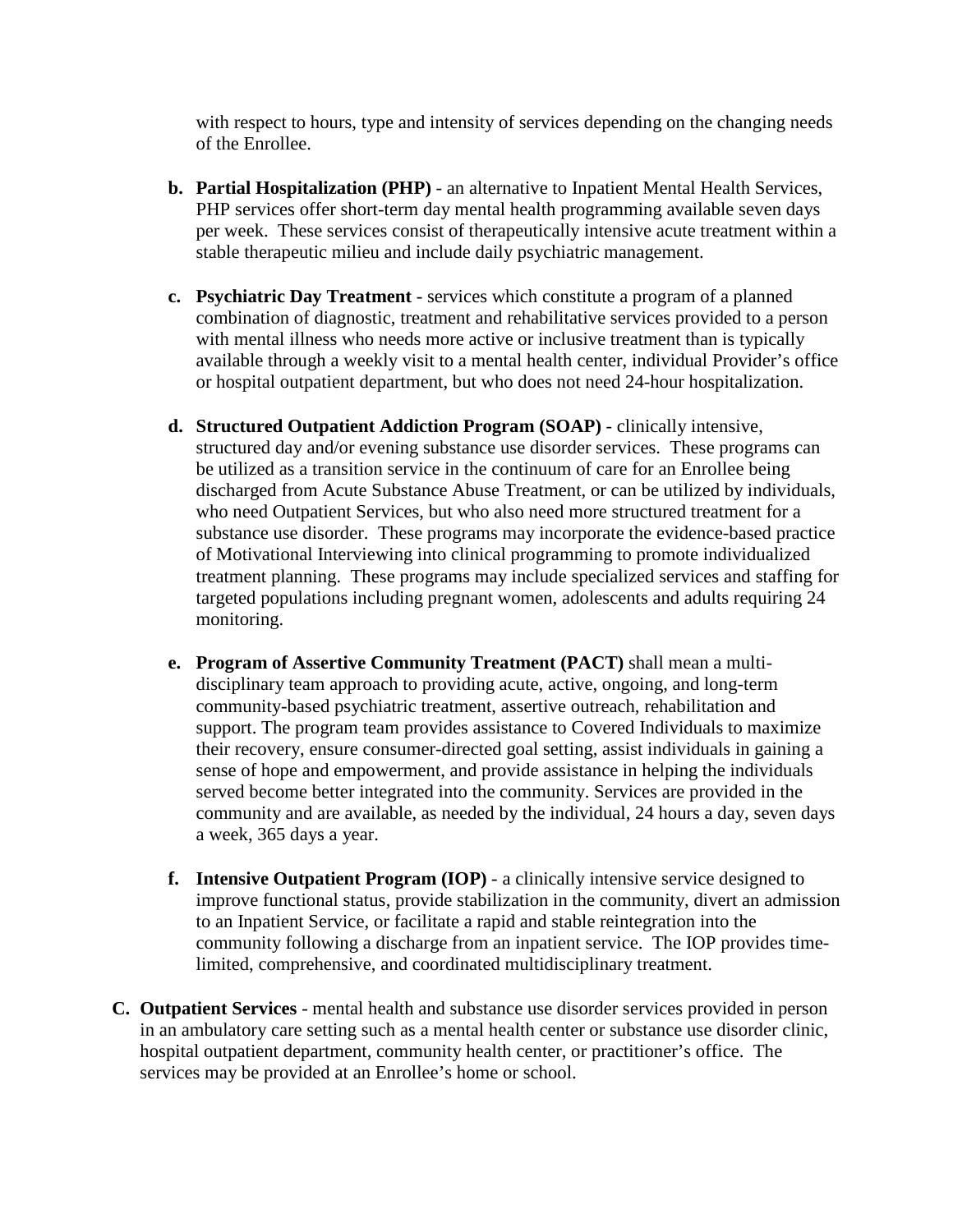with respect to hours, type and intensity of services depending on the changing needs of the Enrollee.

b. **Partial Hospitalization (PHP)** - an alternative to Inpatient Mental Health Services, PHP services offer short-term day mental health programming available seven days per week. These services consist of therapeutically intensive acute treatment within a stable therapeutic milieu and include daily psychiatric management.

c. **Psychiatric Day Treatment** - services which constitute a program of a planned combination of diagnostic, treatment and rehabilitative services provided to a person with mental illness who needs more active or inclusive treatment than is typically available through a weekly visit to a mental health center, individual Provider's office or hospital outpatient department, but who does not need 24-hour hospitalization.

d. **Structured Outpatient Addiction Program (SOAP)** - clinically intensive, structured day and/or evening substance use disorder services. These programs can be utilized as a transition service in the continuum of care for an Enrollee being discharged from Acute Substance Abuse Treatment, or can be utilized by individuals, who need Outpatient Services, but who also need more structured treatment for a substance use disorder. These programs may incorporate the evidence-based practice of Motivational Interviewing into clinical programming to promote individualized treatment planning. These programs may include specialized services and staffing for targeted populations including pregnant women, adolescents and adults requiring 24 monitoring.

e. **Program of Assertive Community Treatment (PACT)** shall mean a multi-disciplinary team approach to providing acute, active, ongoing, and long-term community-based psychiatric treatment, assertive outreach, rehabilitation and support. The program team provides assistance to Covered Individuals to maximize their recovery, ensure consumer-directed goal setting, assist individuals in gaining a sense of hope and empowerment, and provide assistance in helping the individuals served become better integrated into the community. Services are provided in the community and are available, as needed by the individual, 24 hours a day, seven days a week, 365 days a year.

f. **Intensive Outpatient Program (IOP)** - a clinically intensive service designed to improve functional status, provide stabilization in the community, divert an admission to an Inpatient Service, or facilitate a rapid and stable reintegration into the community following a discharge from an inpatient service. The IOP provides time-limited, comprehensive, and coordinated multidisciplinary treatment.

**C. Outpatient Services** - mental health and substance use disorder services provided in person in an ambulatory care setting such as a mental health center or substance use disorder clinic, hospital outpatient department, community health center, or practitioner's office. The services may be provided at an Enrollee's home or school.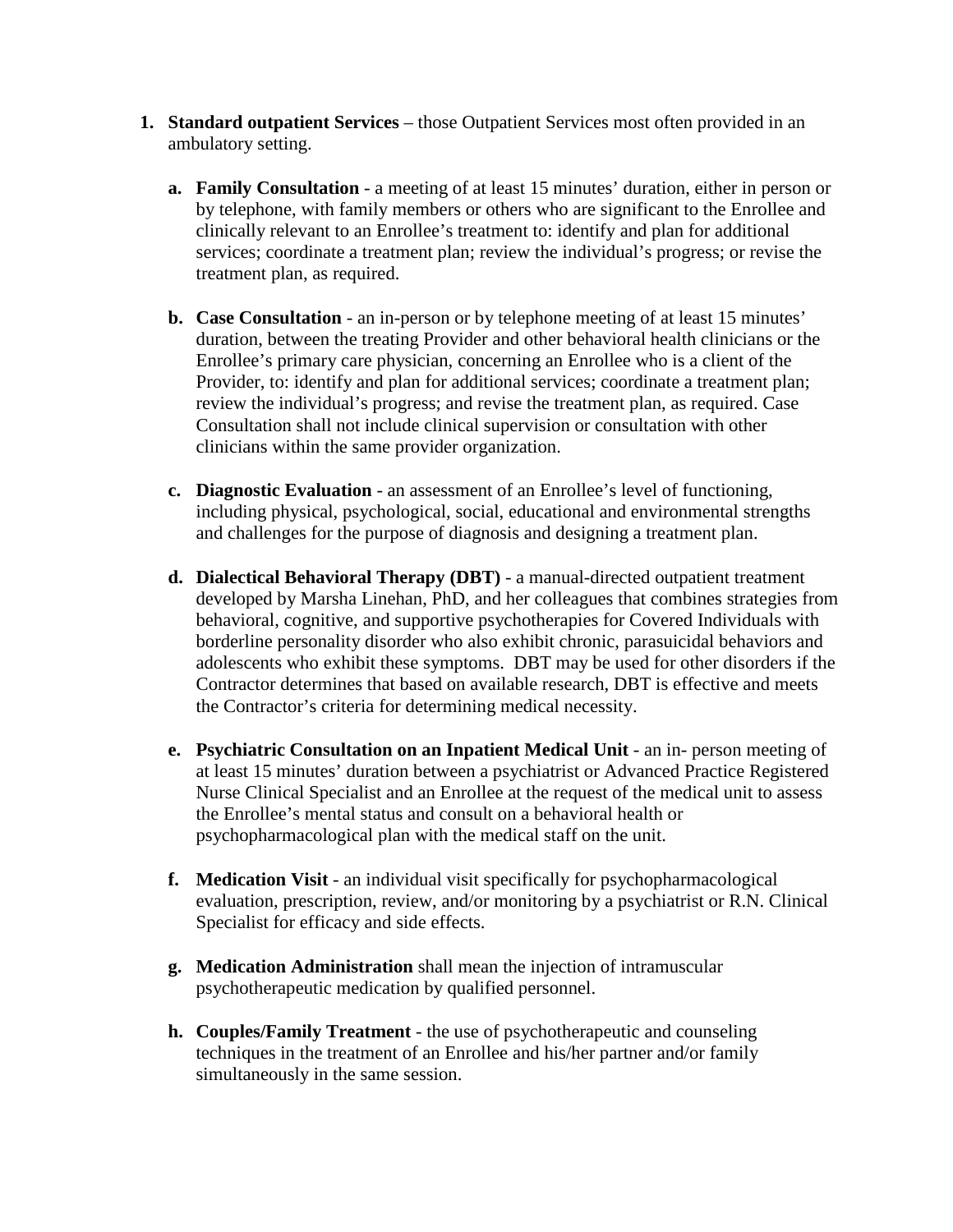1. **Standard outpatient Services** – those Outpatient Services most often provided in an ambulatory setting.

   a. **Family Consultation** - a meeting of at least 15 minutes' duration, either in person or by telephone, with family members or others who are significant to the Enrollee and clinically relevant to an Enrollee's treatment to: identify and plan for additional services; coordinate a treatment plan; review the individual's progress; or revise the treatment plan, as required.

   b. **Case Consultation** - an in-person or by telephone meeting of at least 15 minutes' duration, between the treating Provider and other behavioral health clinicians or the Enrollee's primary care physician, concerning an Enrollee who is a client of the Provider, to: identify and plan for additional services; coordinate a treatment plan; review the individual's progress; and revise the treatment plan, as required. Case Consultation shall not include clinical supervision or consultation with other clinicians within the same provider organization.

   c. **Diagnostic Evaluation** - an assessment of an Enrollee's level of functioning, including physical, psychological, social, educational and environmental strengths and challenges for the purpose of diagnosis and designing a treatment plan.

   d. **Dialectical Behavioral Therapy (DBT)** - a manual-directed outpatient treatment developed by Marsha Linehan, PhD, and her colleagues that combines strategies from behavioral, cognitive, and supportive psychotherapies for Covered Individuals with borderline personality disorder who also exhibit chronic, parasuicidal behaviors and adolescents who exhibit these symptoms. DBT may be used for other disorders if the Contractor determines that based on available research, DBT is effective and meets the Contractor's criteria for determining medical necessity.

   e. **Psychiatric Consultation on an Inpatient Medical Unit** - an in- person meeting of at least 15 minutes' duration between a psychiatrist or Advanced Practice Registered Nurse Clinical Specialist and an Enrollee at the request of the medical unit to assess the Enrollee's mental status and consult on a behavioral health or psychopharmacological plan with the medical staff on the unit.

   f. **Medication Visit** - an individual visit specifically for psychopharmacological evaluation, prescription, review, and/or monitoring by a psychiatrist or R.N. Clinical Specialist for efficacy and side effects.

   g. **Medication Administration** shall mean the injection of intramuscular psychotherapeutic medication by qualified personnel.

   h. **Couples/Family Treatment** - the use of psychotherapeutic and counseling techniques in the treatment of an Enrollee and his/her partner and/or family simultaneously in the same session.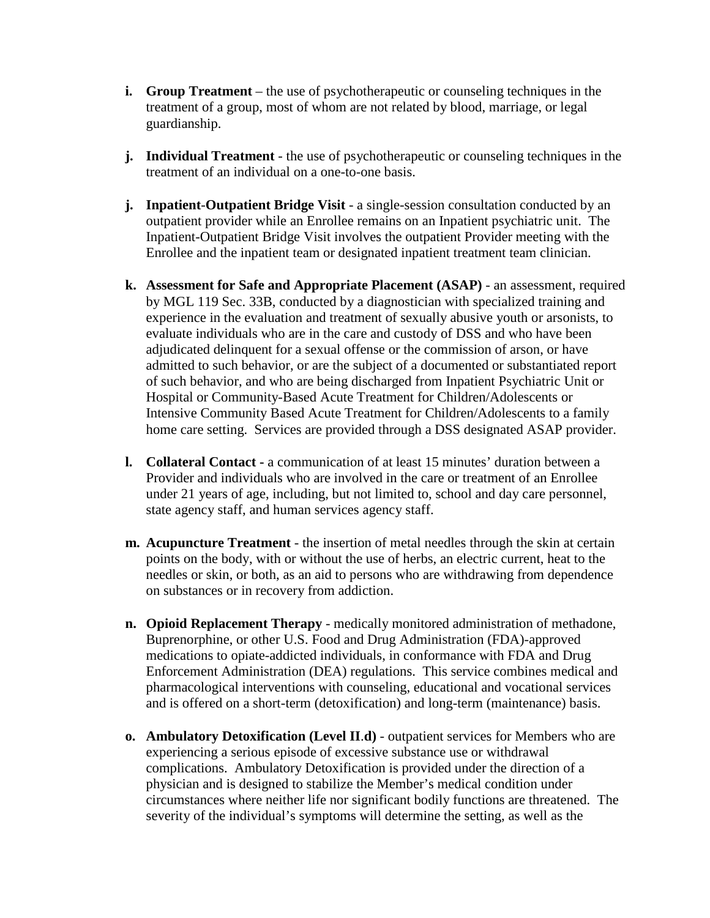- **i. Group Treatment** – the use of psychotherapeutic or counseling techniques in the treatment of a group, most of whom are not related by blood, marriage, or legal guardianship.

- **j. Individual Treatment** - the use of psychotherapeutic or counseling techniques in the treatment of an individual on a one-to-one basis.

- **j. Inpatient-Outpatient Bridge Visit** - a single-session consultation conducted by an outpatient provider while an Enrollee remains on an Inpatient psychiatric unit. The Inpatient-Outpatient Bridge Visit involves the outpatient Provider meeting with the Enrollee and the inpatient team or designated inpatient treatment team clinician.

- **k. Assessment for Safe and Appropriate Placement (ASAP)** - an assessment, required by MGL 119 Sec. 33B, conducted by a diagnostician with specialized training and experience in the evaluation and treatment of sexually abusive youth or arsonists, to evaluate individuals who are in the care and custody of DSS and who have been adjudicated delinquent for a sexual offense or the commission of arson, or have admitted to such behavior, or are the subject of a documented or substantiated report of such behavior, and who are being discharged from Inpatient Psychiatric Unit or Hospital or Community-Based Acute Treatment for Children/Adolescents or Intensive Community Based Acute Treatment for Children/Adolescents to a family home care setting. Services are provided through a DSS designated ASAP provider.

- **l. Collateral Contact -** a communication of at least 15 minutes' duration between a Provider and individuals who are involved in the care or treatment of an Enrollee under 21 years of age, including, but not limited to, school and day care personnel, state agency staff, and human services agency staff.

- **m. Acupuncture Treatment** - the insertion of metal needles through the skin at certain points on the body, with or without the use of herbs, an electric current, heat to the needles or skin, or both, as an aid to persons who are withdrawing from dependence on substances or in recovery from addiction.

- **n. Opioid Replacement Therapy** - medically monitored administration of methadone, Buprenorphine, or other U.S. Food and Drug Administration (FDA)-approved medications to opiate-addicted individuals, in conformance with FDA and Drug Enforcement Administration (DEA) regulations. This service combines medical and pharmacological interventions with counseling, educational and vocational services and is offered on a short-term (detoxification) and long-term (maintenance) basis.

- **o. Ambulatory Detoxification (Level II.d)** - outpatient services for Members who are experiencing a serious episode of excessive substance use or withdrawal complications. Ambulatory Detoxification is provided under the direction of a physician and is designed to stabilize the Member's medical condition under circumstances where neither life nor significant bodily functions are threatened. The severity of the individual's symptoms will determine the setting, as well as the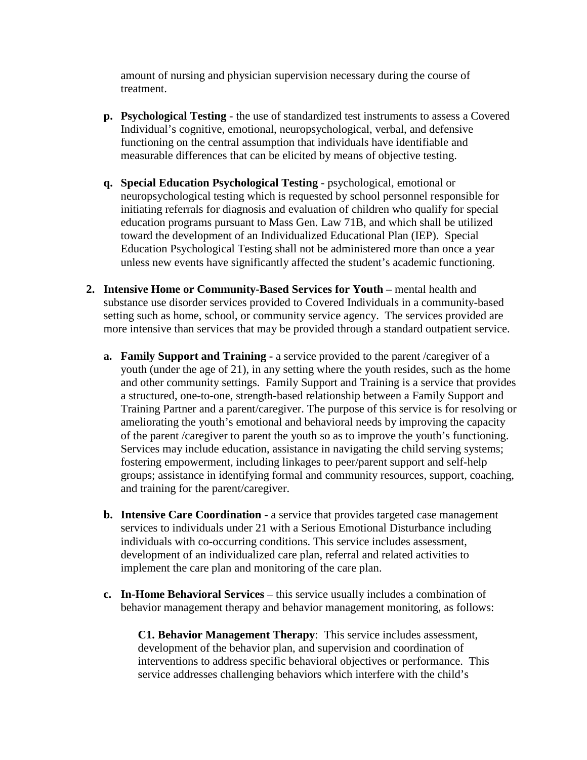amount of nursing and physician supervision necessary during the course of treatment.

**p. Psychological Testing** - the use of standardized test instruments to assess a Covered Individual's cognitive, emotional, neuropsychological, verbal, and defensive functioning on the central assumption that individuals have identifiable and measurable differences that can be elicited by means of objective testing.

**q. Special Education Psychological Testing** - psychological, emotional or neuropsychological testing which is requested by school personnel responsible for initiating referrals for diagnosis and evaluation of children who qualify for special education programs pursuant to Mass Gen. Law 71B, and which shall be utilized toward the development of an Individualized Educational Plan (IEP). Special Education Psychological Testing shall not be administered more than once a year unless new events have significantly affected the student's academic functioning.

**2. Intensive Home or Community-Based Services for Youth –** mental health and substance use disorder services provided to Covered Individuals in a community-based setting such as home, school, or community service agency. The services provided are more intensive than services that may be provided through a standard outpatient service.

**a. Family Support and Training -** a service provided to the parent /caregiver of a youth (under the age of 21), in any setting where the youth resides, such as the home and other community settings. Family Support and Training is a service that provides a structured, one-to-one, strength-based relationship between a Family Support and Training Partner and a parent/caregiver. The purpose of this service is for resolving or ameliorating the youth's emotional and behavioral needs by improving the capacity of the parent /caregiver to parent the youth so as to improve the youth's functioning. Services may include education, assistance in navigating the child serving systems; fostering empowerment, including linkages to peer/parent support and self-help groups; assistance in identifying formal and community resources, support, coaching, and training for the parent/caregiver.

**b. Intensive Care Coordination -** a service that provides targeted case management services to individuals under 21 with a Serious Emotional Disturbance including individuals with co-occurring conditions. This service includes assessment, development of an individualized care plan, referral and related activities to implement the care plan and monitoring of the care plan.

**c. In-Home Behavioral Services** – this service usually includes a combination of behavior management therapy and behavior management monitoring, as follows:

**C1. Behavior Management Therapy**: This service includes assessment, development of the behavior plan, and supervision and coordination of interventions to address specific behavioral objectives or performance. This service addresses challenging behaviors which interfere with the child's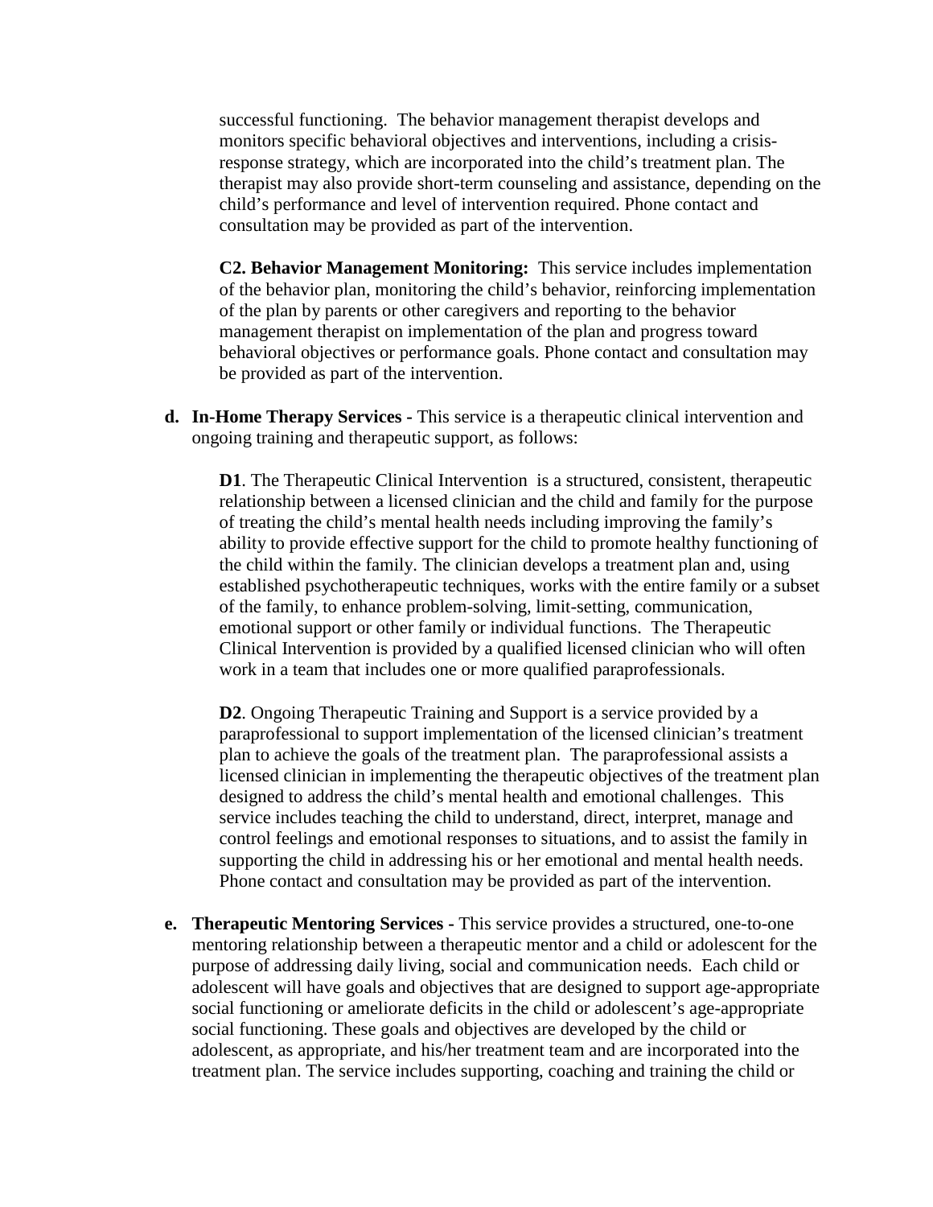successful functioning. The behavior management therapist develops and monitors specific behavioral objectives and interventions, including a crisis-response strategy, which are incorporated into the child's treatment plan. The therapist may also provide short-term counseling and assistance, depending on the child's performance and level of intervention required. Phone contact and consultation may be provided as part of the intervention.

**C2. Behavior Management Monitoring:** This service includes implementation of the behavior plan, monitoring the child's behavior, reinforcing implementation of the plan by parents or other caregivers and reporting to the behavior management therapist on implementation of the plan and progress toward behavioral objectives or performance goals. Phone contact and consultation may be provided as part of the intervention.

**d. In-Home Therapy Services -** This service is a therapeutic clinical intervention and ongoing training and therapeutic support, as follows:

**D1**. The Therapeutic Clinical Intervention is a structured, consistent, therapeutic relationship between a licensed clinician and the child and family for the purpose of treating the child's mental health needs including improving the family's ability to provide effective support for the child to promote healthy functioning of the child within the family. The clinician develops a treatment plan and, using established psychotherapeutic techniques, works with the entire family or a subset of the family, to enhance problem-solving, limit-setting, communication, emotional support or other family or individual functions. The Therapeutic Clinical Intervention is provided by a qualified licensed clinician who will often work in a team that includes one or more qualified paraprofessionals.

**D2**. Ongoing Therapeutic Training and Support is a service provided by a paraprofessional to support implementation of the licensed clinician's treatment plan to achieve the goals of the treatment plan. The paraprofessional assists a licensed clinician in implementing the therapeutic objectives of the treatment plan designed to address the child's mental health and emotional challenges. This service includes teaching the child to understand, direct, interpret, manage and control feelings and emotional responses to situations, and to assist the family in supporting the child in addressing his or her emotional and mental health needs. Phone contact and consultation may be provided as part of the intervention.

**e. Therapeutic Mentoring Services -** This service provides a structured, one-to-one mentoring relationship between a therapeutic mentor and a child or adolescent for the purpose of addressing daily living, social and communication needs. Each child or adolescent will have goals and objectives that are designed to support age-appropriate social functioning or ameliorate deficits in the child or adolescent's age-appropriate social functioning. These goals and objectives are developed by the child or adolescent, as appropriate, and his/her treatment team and are incorporated into the treatment plan. The service includes supporting, coaching and training the child or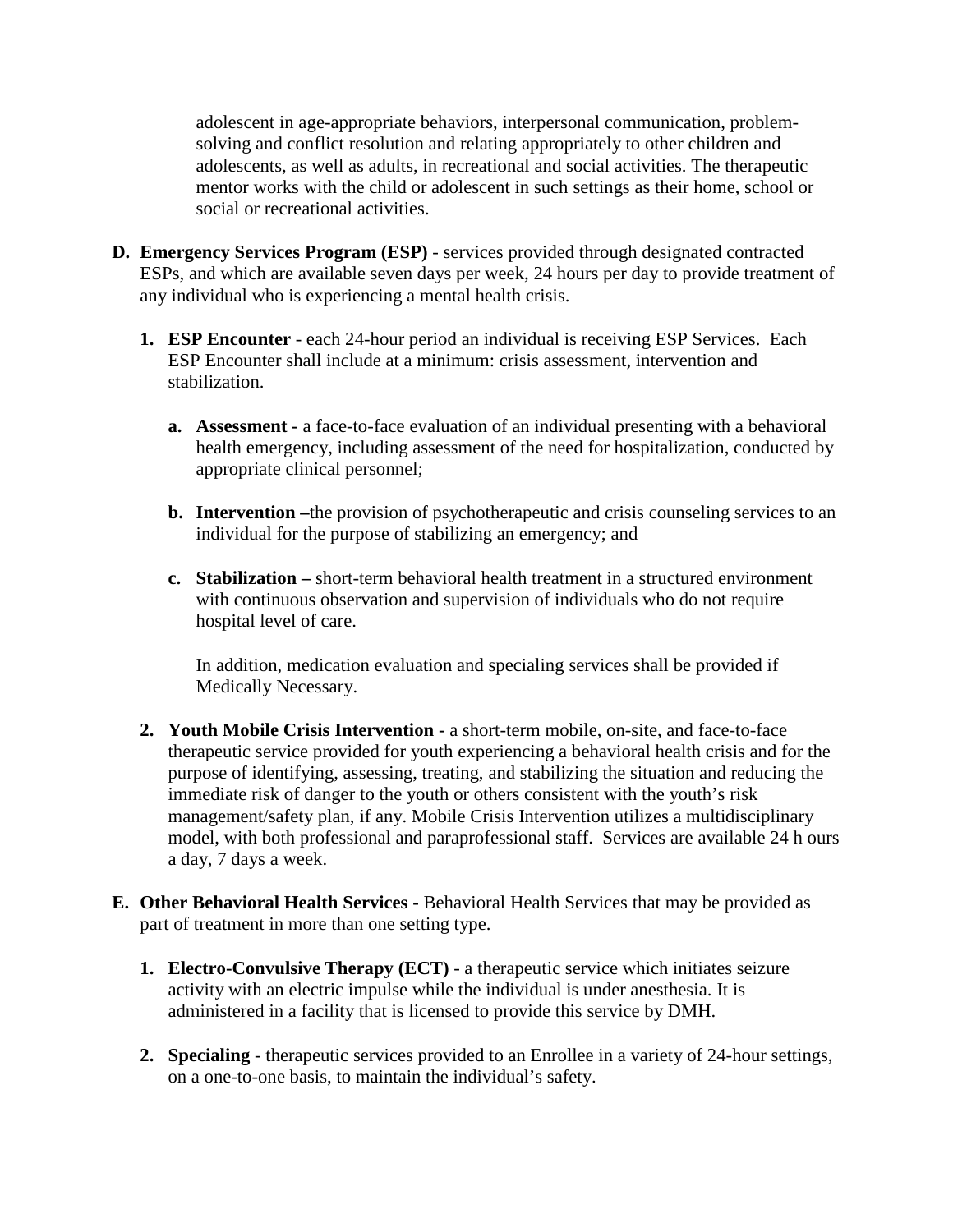adolescent in age-appropriate behaviors, interpersonal communication, problem-solving and conflict resolution and relating appropriately to other children and adolescents, as well as adults, in recreational and social activities. The therapeutic mentor works with the child or adolescent in such settings as their home, school or social or recreational activities.

**D. Emergency Services Program (ESP)** - services provided through designated contracted ESPs, and which are available seven days per week, 24 hours per day to provide treatment of any individual who is experiencing a mental health crisis.

1. **ESP Encounter** - each 24-hour period an individual is receiving ESP Services. Each ESP Encounter shall include at a minimum: crisis assessment, intervention and stabilization.

   a. **Assessment -** a face-to-face evaluation of an individual presenting with a behavioral health emergency, including assessment of the need for hospitalization, conducted by appropriate clinical personnel;

   b. **Intervention –**the provision of psychotherapeutic and crisis counseling services to an individual for the purpose of stabilizing an emergency; and

   c. **Stabilization –** short-term behavioral health treatment in a structured environment with continuous observation and supervision of individuals who do not require hospital level of care.

   In addition, medication evaluation and specialing services shall be provided if Medically Necessary.

2. **Youth Mobile Crisis Intervention -** a short-term mobile, on-site, and face-to-face therapeutic service provided for youth experiencing a behavioral health crisis and for the purpose of identifying, assessing, treating, and stabilizing the situation and reducing the immediate risk of danger to the youth or others consistent with the youth's risk management/safety plan, if any. Mobile Crisis Intervention utilizes a multidisciplinary model, with both professional and paraprofessional staff. Services are available 24 h ours a day, 7 days a week.

**E. Other Behavioral Health Services** - Behavioral Health Services that may be provided as part of treatment in more than one setting type.

1. **Electro-Convulsive Therapy (ECT)** - a therapeutic service which initiates seizure activity with an electric impulse while the individual is under anesthesia. It is administered in a facility that is licensed to provide this service by DMH.

2. **Specialing** - therapeutic services provided to an Enrollee in a variety of 24-hour settings, on a one-to-one basis, to maintain the individual's safety.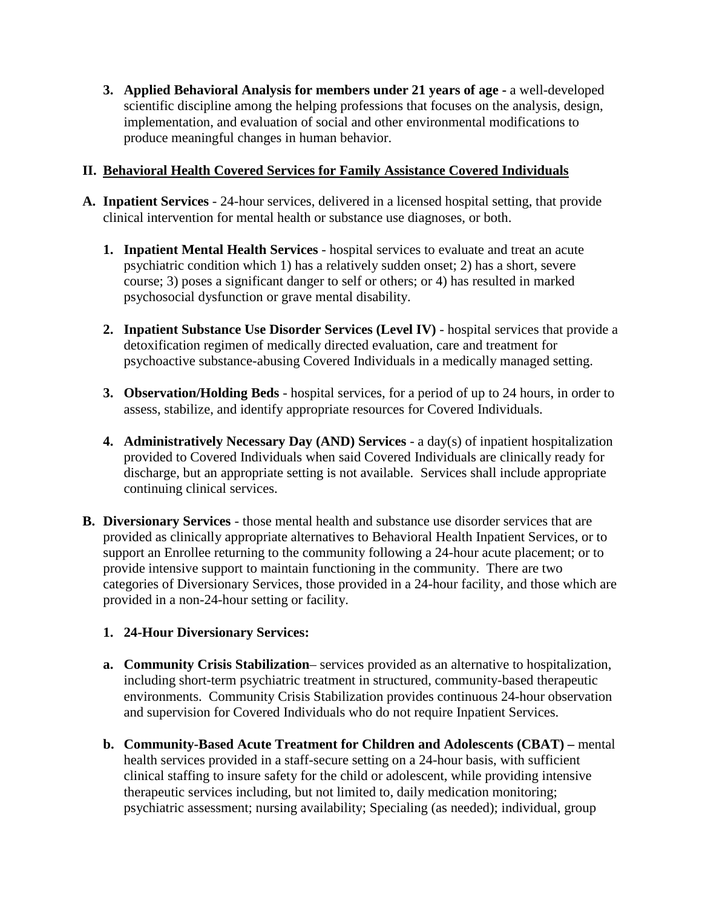3. **Applied Behavioral Analysis for members under 21 years of age -** a well-developed scientific discipline among the helping professions that focuses on the analysis, design, implementation, and evaluation of social and other environmental modifications to produce meaningful changes in human behavior.

## II. Behavioral Health Covered Services for Family Assistance Covered Individuals

**A. Inpatient Services** - 24-hour services, delivered in a licensed hospital setting, that provide clinical intervention for mental health or substance use diagnoses, or both.

1. **Inpatient Mental Health Services** - hospital services to evaluate and treat an acute psychiatric condition which 1) has a relatively sudden onset; 2) has a short, severe course; 3) poses a significant danger to self or others; or 4) has resulted in marked psychosocial dysfunction or grave mental disability.

2. **Inpatient Substance Use Disorder Services (Level IV)** - hospital services that provide a detoxification regimen of medically directed evaluation, care and treatment for psychoactive substance-abusing Covered Individuals in a medically managed setting.

3. **Observation/Holding Beds** - hospital services, for a period of up to 24 hours, in order to assess, stabilize, and identify appropriate resources for Covered Individuals.

4. **Administratively Necessary Day (AND) Services** - a day(s) of inpatient hospitalization provided to Covered Individuals when said Covered Individuals are clinically ready for discharge, but an appropriate setting is not available. Services shall include appropriate continuing clinical services.

**B. Diversionary Services** - those mental health and substance use disorder services that are provided as clinically appropriate alternatives to Behavioral Health Inpatient Services, or to support an Enrollee returning to the community following a 24-hour acute placement; or to provide intensive support to maintain functioning in the community. There are two categories of Diversionary Services, those provided in a 24-hour facility, and those which are provided in a non-24-hour setting or facility.

1. **24-Hour Diversionary Services:**

   a. **Community Crisis Stabilization**– services provided as an alternative to hospitalization, including short-term psychiatric treatment in structured, community-based therapeutic environments. Community Crisis Stabilization provides continuous 24-hour observation and supervision for Covered Individuals who do not require Inpatient Services.

   b. **Community-Based Acute Treatment for Children and Adolescents (CBAT) –** mental health services provided in a staff-secure setting on a 24-hour basis, with sufficient clinical staffing to insure safety for the child or adolescent, while providing intensive therapeutic services including, but not limited to, daily medication monitoring; psychiatric assessment; nursing availability; Specialing (as needed); individual, group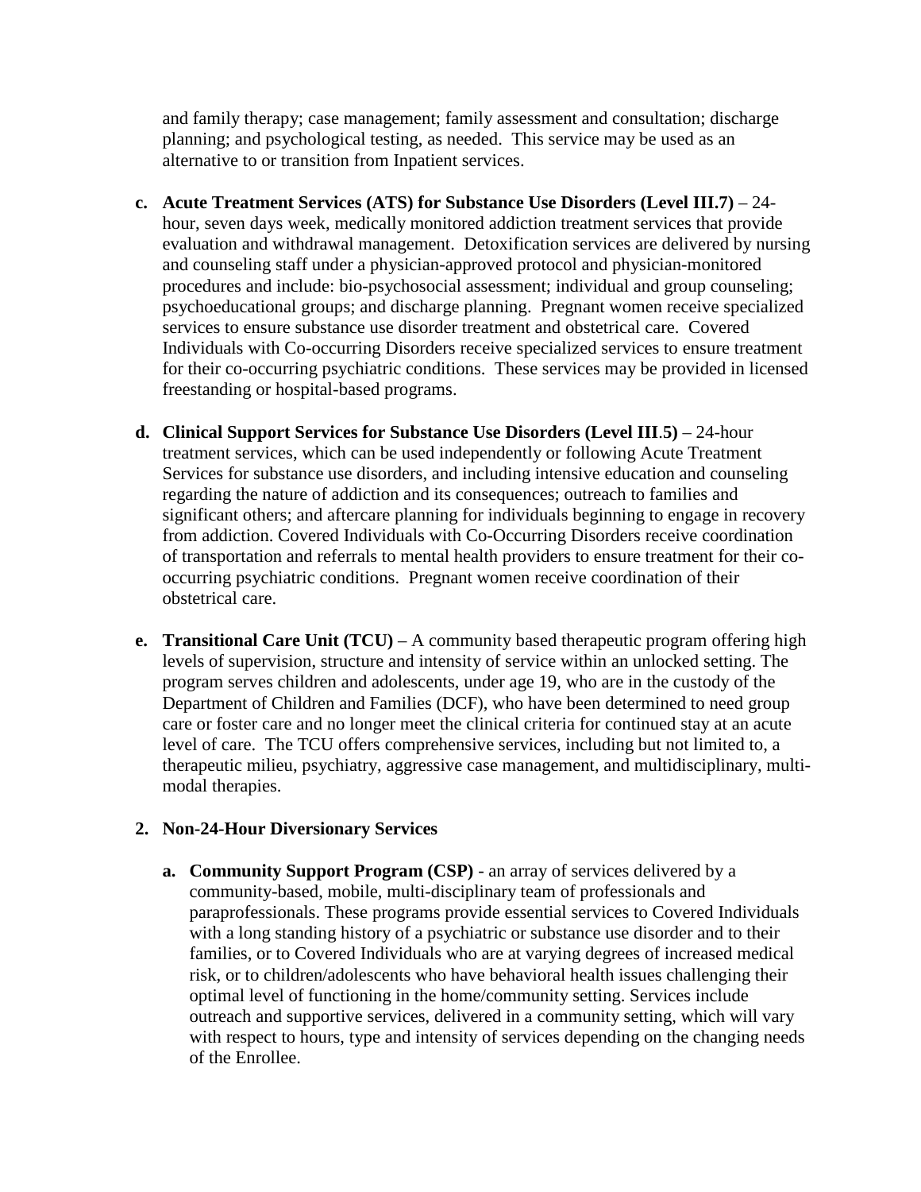and family therapy; case management; family assessment and consultation; discharge planning; and psychological testing, as needed. This service may be used as an alternative to or transition from Inpatient services.

c. **Acute Treatment Services (ATS) for Substance Use Disorders (Level III.7)** – 24-hour, seven days week, medically monitored addiction treatment services that provide evaluation and withdrawal management. Detoxification services are delivered by nursing and counseling staff under a physician-approved protocol and physician-monitored procedures and include: bio-psychosocial assessment; individual and group counseling; psychoeducational groups; and discharge planning. Pregnant women receive specialized services to ensure substance use disorder treatment and obstetrical care. Covered Individuals with Co-occurring Disorders receive specialized services to ensure treatment for their co-occurring psychiatric conditions. These services may be provided in licensed freestanding or hospital-based programs.

d. **Clinical Support Services for Substance Use Disorders (Level III.5)** – 24-hour treatment services, which can be used independently or following Acute Treatment Services for substance use disorders, and including intensive education and counseling regarding the nature of addiction and its consequences; outreach to families and significant others; and aftercare planning for individuals beginning to engage in recovery from addiction. Covered Individuals with Co-Occurring Disorders receive coordination of transportation and referrals to mental health providers to ensure treatment for their co-occurring psychiatric conditions. Pregnant women receive coordination of their obstetrical care.

e. **Transitional Care Unit (TCU)** – A community based therapeutic program offering high levels of supervision, structure and intensity of service within an unlocked setting. The program serves children and adolescents, under age 19, who are in the custody of the Department of Children and Families (DCF), who have been determined to need group care or foster care and no longer meet the clinical criteria for continued stay at an acute level of care. The TCU offers comprehensive services, including but not limited to, a therapeutic milieu, psychiatry, aggressive case management, and multidisciplinary, multi-modal therapies.

2. **Non-24-Hour Diversionary Services**

   a. **Community Support Program (CSP)** - an array of services delivered by a community-based, mobile, multi-disciplinary team of professionals and paraprofessionals. These programs provide essential services to Covered Individuals with a long standing history of a psychiatric or substance use disorder and to their families, or to Covered Individuals who are at varying degrees of increased medical risk, or to children/adolescents who have behavioral health issues challenging their optimal level of functioning in the home/community setting. Services include outreach and supportive services, delivered in a community setting, which will vary with respect to hours, type and intensity of services depending on the changing needs of the Enrollee.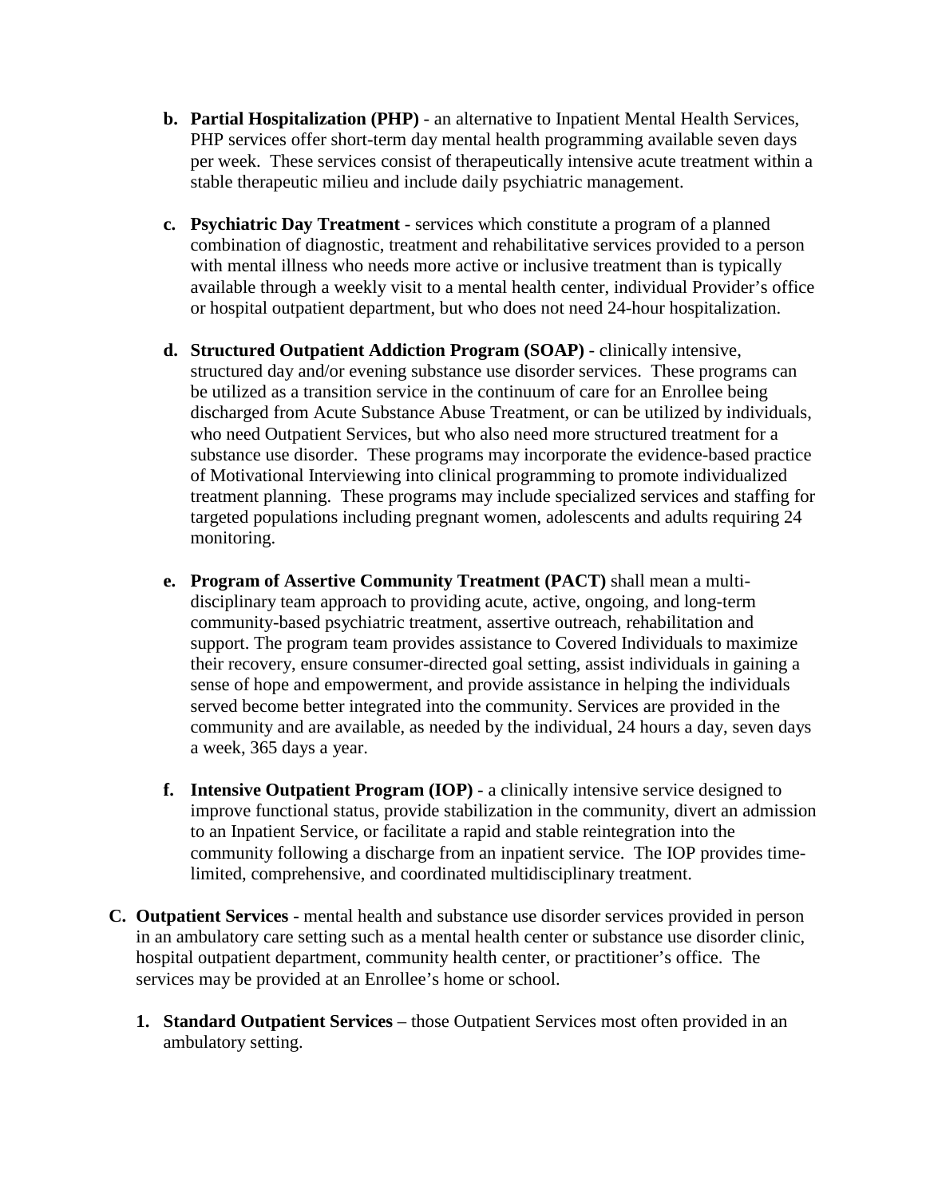b. **Partial Hospitalization (PHP)** - an alternative to Inpatient Mental Health Services, PHP services offer short-term day mental health programming available seven days per week. These services consist of therapeutically intensive acute treatment within a stable therapeutic milieu and include daily psychiatric management.

c. **Psychiatric Day Treatment** - services which constitute a program of a planned combination of diagnostic, treatment and rehabilitative services provided to a person with mental illness who needs more active or inclusive treatment than is typically available through a weekly visit to a mental health center, individual Provider's office or hospital outpatient department, but who does not need 24-hour hospitalization.

d. **Structured Outpatient Addiction Program (SOAP)** - clinically intensive, structured day and/or evening substance use disorder services. These programs can be utilized as a transition service in the continuum of care for an Enrollee being discharged from Acute Substance Abuse Treatment, or can be utilized by individuals, who need Outpatient Services, but who also need more structured treatment for a substance use disorder. These programs may incorporate the evidence-based practice of Motivational Interviewing into clinical programming to promote individualized treatment planning. These programs may include specialized services and staffing for targeted populations including pregnant women, adolescents and adults requiring 24 monitoring.

e. **Program of Assertive Community Treatment (PACT)** shall mean a multi-disciplinary team approach to providing acute, active, ongoing, and long-term community-based psychiatric treatment, assertive outreach, rehabilitation and support. The program team provides assistance to Covered Individuals to maximize their recovery, ensure consumer-directed goal setting, assist individuals in gaining a sense of hope and empowerment, and provide assistance in helping the individuals served become better integrated into the community. Services are provided in the community and are available, as needed by the individual, 24 hours a day, seven days a week, 365 days a year.

f. **Intensive Outpatient Program (IOP)** - a clinically intensive service designed to improve functional status, provide stabilization in the community, divert an admission to an Inpatient Service, or facilitate a rapid and stable reintegration into the community following a discharge from an inpatient service. The IOP provides time-limited, comprehensive, and coordinated multidisciplinary treatment.

C. **Outpatient Services** - mental health and substance use disorder services provided in person in an ambulatory care setting such as a mental health center or substance use disorder clinic, hospital outpatient department, community health center, or practitioner's office. The services may be provided at an Enrollee's home or school.

1. **Standard Outpatient Services** – those Outpatient Services most often provided in an ambulatory setting.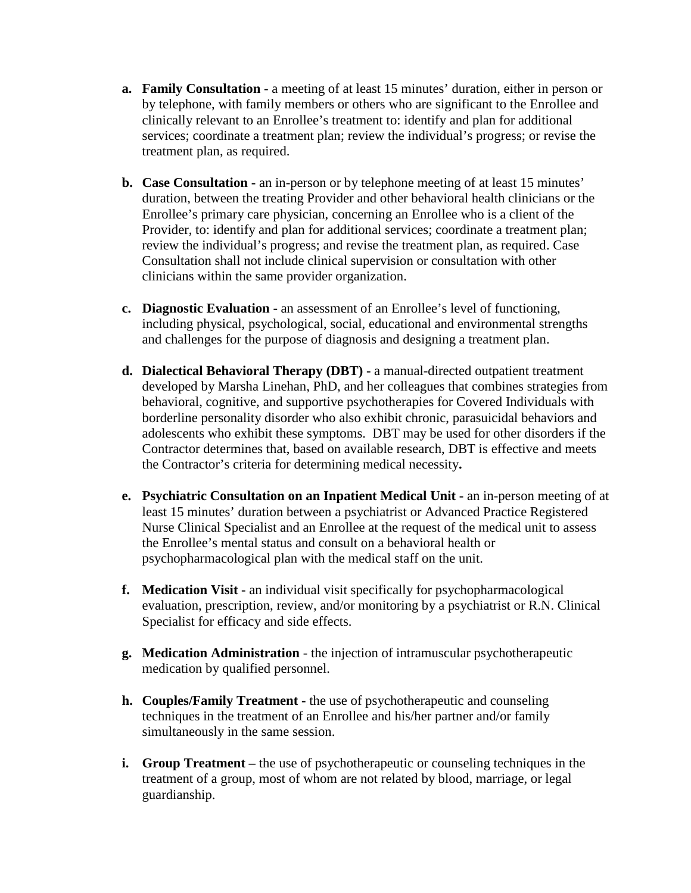a. **Family Consultation** - a meeting of at least 15 minutes' duration, either in person or by telephone, with family members or others who are significant to the Enrollee and clinically relevant to an Enrollee's treatment to: identify and plan for additional services; coordinate a treatment plan; review the individual's progress; or revise the treatment plan, as required.

b. **Case Consultation -** an in-person or by telephone meeting of at least 15 minutes' duration, between the treating Provider and other behavioral health clinicians or the Enrollee's primary care physician, concerning an Enrollee who is a client of the Provider, to: identify and plan for additional services; coordinate a treatment plan; review the individual's progress; and revise the treatment plan, as required. Case Consultation shall not include clinical supervision or consultation with other clinicians within the same provider organization.

c. **Diagnostic Evaluation -** an assessment of an Enrollee's level of functioning, including physical, psychological, social, educational and environmental strengths and challenges for the purpose of diagnosis and designing a treatment plan.

d. **Dialectical Behavioral Therapy (DBT) -** a manual-directed outpatient treatment developed by Marsha Linehan, PhD, and her colleagues that combines strategies from behavioral, cognitive, and supportive psychotherapies for Covered Individuals with borderline personality disorder who also exhibit chronic, parasuicidal behaviors and adolescents who exhibit these symptoms. DBT may be used for other disorders if the Contractor determines that, based on available research, DBT is effective and meets the Contractor's criteria for determining medical necessity**.**

e. **Psychiatric Consultation on an Inpatient Medical Unit -** an in-person meeting of at least 15 minutes' duration between a psychiatrist or Advanced Practice Registered Nurse Clinical Specialist and an Enrollee at the request of the medical unit to assess the Enrollee's mental status and consult on a behavioral health or psychopharmacological plan with the medical staff on the unit.

f. **Medication Visit -** an individual visit specifically for psychopharmacological evaluation, prescription, review, and/or monitoring by a psychiatrist or R.N. Clinical Specialist for efficacy and side effects.

g. **Medication Administration** - the injection of intramuscular psychotherapeutic medication by qualified personnel.

h. **Couples/Family Treatment -** the use of psychotherapeutic and counseling techniques in the treatment of an Enrollee and his/her partner and/or family simultaneously in the same session.

i. **Group Treatment –** the use of psychotherapeutic or counseling techniques in the treatment of a group, most of whom are not related by blood, marriage, or legal guardianship.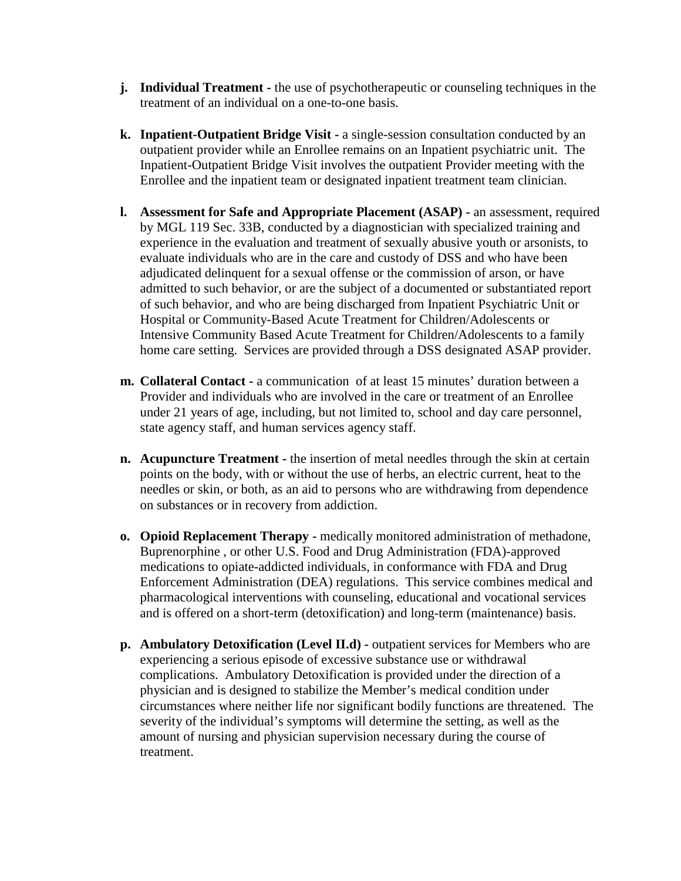**j. Individual Treatment -** the use of psychotherapeutic or counseling techniques in the treatment of an individual on a one-to-one basis.

**k. Inpatient-Outpatient Bridge Visit -** a single-session consultation conducted by an outpatient provider while an Enrollee remains on an Inpatient psychiatric unit. The Inpatient-Outpatient Bridge Visit involves the outpatient Provider meeting with the Enrollee and the inpatient team or designated inpatient treatment team clinician.

**l. Assessment for Safe and Appropriate Placement (ASAP) -** an assessment, required by MGL 119 Sec. 33B, conducted by a diagnostician with specialized training and experience in the evaluation and treatment of sexually abusive youth or arsonists, to evaluate individuals who are in the care and custody of DSS and who have been adjudicated delinquent for a sexual offense or the commission of arson, or have admitted to such behavior, or are the subject of a documented or substantiated report of such behavior, and who are being discharged from Inpatient Psychiatric Unit or Hospital or Community-Based Acute Treatment for Children/Adolescents or Intensive Community Based Acute Treatment for Children/Adolescents to a family home care setting. Services are provided through a DSS designated ASAP provider.

**m. Collateral Contact -** a communication of at least 15 minutes' duration between a Provider and individuals who are involved in the care or treatment of an Enrollee under 21 years of age, including, but not limited to, school and day care personnel, state agency staff, and human services agency staff.

**n. Acupuncture Treatment -** the insertion of metal needles through the skin at certain points on the body, with or without the use of herbs, an electric current, heat to the needles or skin, or both, as an aid to persons who are withdrawing from dependence on substances or in recovery from addiction.

**o. Opioid Replacement Therapy -** medically monitored administration of methadone, Buprenorphine , or other U.S. Food and Drug Administration (FDA)-approved medications to opiate-addicted individuals, in conformance with FDA and Drug Enforcement Administration (DEA) regulations. This service combines medical and pharmacological interventions with counseling, educational and vocational services and is offered on a short-term (detoxification) and long-term (maintenance) basis.

**p. Ambulatory Detoxification (Level II.d) -** outpatient services for Members who are experiencing a serious episode of excessive substance use or withdrawal complications. Ambulatory Detoxification is provided under the direction of a physician and is designed to stabilize the Member's medical condition under circumstances where neither life nor significant bodily functions are threatened. The severity of the individual's symptoms will determine the setting, as well as the amount of nursing and physician supervision necessary during the course of treatment.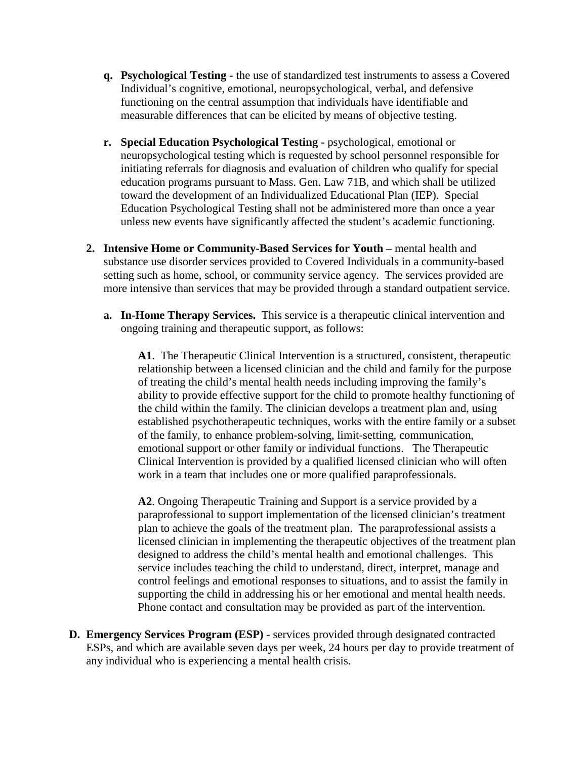q. **Psychological Testing -** the use of standardized test instruments to assess a Covered Individual's cognitive, emotional, neuropsychological, verbal, and defensive functioning on the central assumption that individuals have identifiable and measurable differences that can be elicited by means of objective testing.

r. **Special Education Psychological Testing -** psychological, emotional or neuropsychological testing which is requested by school personnel responsible for initiating referrals for diagnosis and evaluation of children who qualify for special education programs pursuant to Mass. Gen. Law 71B, and which shall be utilized toward the development of an Individualized Educational Plan (IEP). Special Education Psychological Testing shall not be administered more than once a year unless new events have significantly affected the student's academic functioning.

2. **Intensive Home or Community-Based Services for Youth –** mental health and substance use disorder services provided to Covered Individuals in a community-based setting such as home, school, or community service agency. The services provided are more intensive than services that may be provided through a standard outpatient service.

   a. **In-Home Therapy Services.** This service is a therapeutic clinical intervention and ongoing training and therapeutic support, as follows:

      **A1**. The Therapeutic Clinical Intervention is a structured, consistent, therapeutic relationship between a licensed clinician and the child and family for the purpose of treating the child's mental health needs including improving the family's ability to provide effective support for the child to promote healthy functioning of the child within the family. The clinician develops a treatment plan and, using established psychotherapeutic techniques, works with the entire family or a subset of the family, to enhance problem-solving, limit-setting, communication, emotional support or other family or individual functions. The Therapeutic Clinical Intervention is provided by a qualified licensed clinician who will often work in a team that includes one or more qualified paraprofessionals.

      **A2**. Ongoing Therapeutic Training and Support is a service provided by a paraprofessional to support implementation of the licensed clinician's treatment plan to achieve the goals of the treatment plan. The paraprofessional assists a licensed clinician in implementing the therapeutic objectives of the treatment plan designed to address the child's mental health and emotional challenges. This service includes teaching the child to understand, direct, interpret, manage and control feelings and emotional responses to situations, and to assist the family in supporting the child in addressing his or her emotional and mental health needs. Phone contact and consultation may be provided as part of the intervention.

D. **Emergency Services Program (ESP)** - services provided through designated contracted ESPs, and which are available seven days per week, 24 hours per day to provide treatment of any individual who is experiencing a mental health crisis.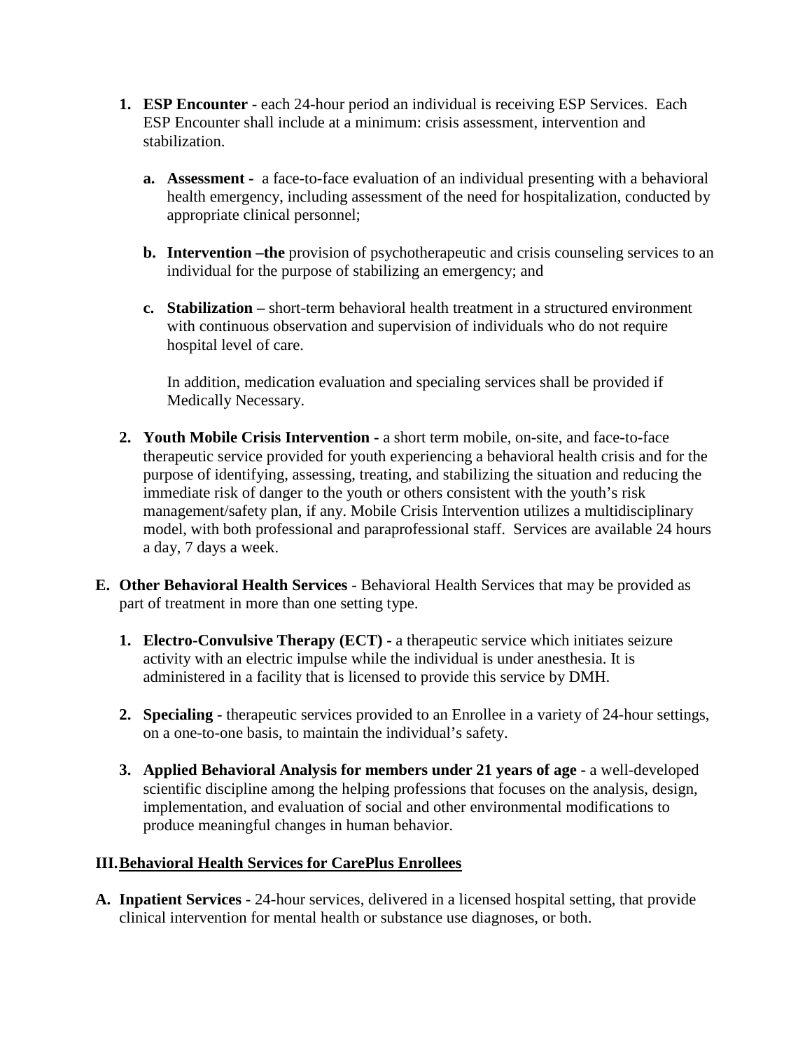1. **ESP Encounter** - each 24-hour period an individual is receiving ESP Services. Each ESP Encounter shall include at a minimum: crisis assessment, intervention and stabilization.

   a. **Assessment -** a face-to-face evaluation of an individual presenting with a behavioral health emergency, including assessment of the need for hospitalization, conducted by appropriate clinical personnel;

   b. **Intervention –the** provision of psychotherapeutic and crisis counseling services to an individual for the purpose of stabilizing an emergency; and

   c. **Stabilization –** short-term behavioral health treatment in a structured environment with continuous observation and supervision of individuals who do not require hospital level of care.

   In addition, medication evaluation and specialing services shall be provided if Medically Necessary.

2. **Youth Mobile Crisis Intervention -** a short term mobile, on-site, and face-to-face therapeutic service provided for youth experiencing a behavioral health crisis and for the purpose of identifying, assessing, treating, and stabilizing the situation and reducing the immediate risk of danger to the youth or others consistent with the youth's risk management/safety plan, if any. Mobile Crisis Intervention utilizes a multidisciplinary model, with both professional and paraprofessional staff. Services are available 24 hours a day, 7 days a week.

**E. Other Behavioral Health Services** - Behavioral Health Services that may be provided as part of treatment in more than one setting type.

1. **Electro-Convulsive Therapy (ECT) -** a therapeutic service which initiates seizure activity with an electric impulse while the individual is under anesthesia. It is administered in a facility that is licensed to provide this service by DMH.

2. **Specialing -** therapeutic services provided to an Enrollee in a variety of 24-hour settings, on a one-to-one basis, to maintain the individual's safety.

3. **Applied Behavioral Analysis for members under 21 years of age -** a well-developed scientific discipline among the helping professions that focuses on the analysis, design, implementation, and evaluation of social and other environmental modifications to produce meaningful changes in human behavior.

## III. Behavioral Health Services for CarePlus Enrollees

**A. Inpatient Services** - 24-hour services, delivered in a licensed hospital setting, that provide clinical intervention for mental health or substance use diagnoses, or both.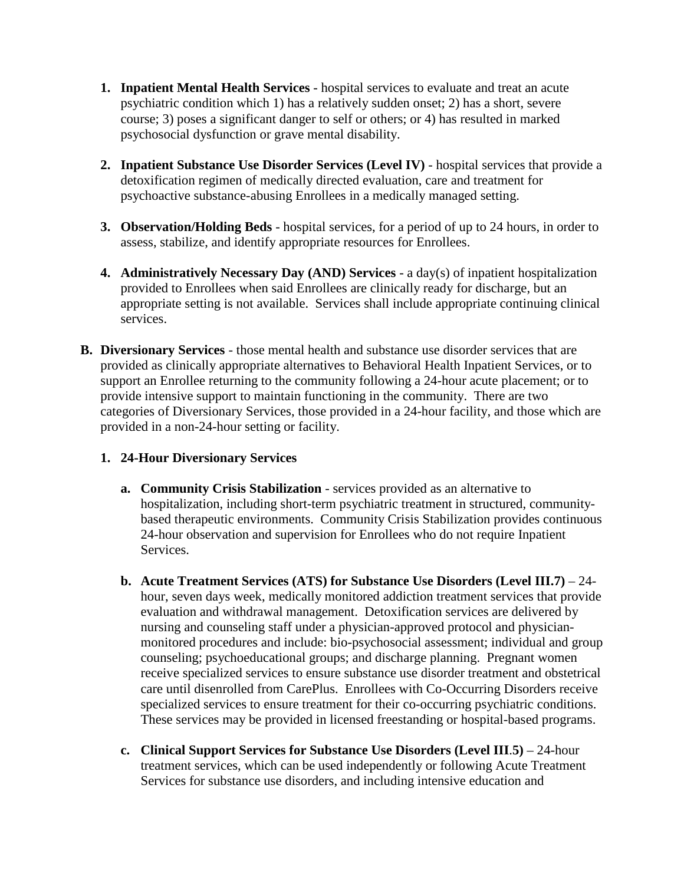1. **Inpatient Mental Health Services** - hospital services to evaluate and treat an acute psychiatric condition which 1) has a relatively sudden onset; 2) has a short, severe course; 3) poses a significant danger to self or others; or 4) has resulted in marked psychosocial dysfunction or grave mental disability.

2. **Inpatient Substance Use Disorder Services (Level IV)** - hospital services that provide a detoxification regimen of medically directed evaluation, care and treatment for psychoactive substance-abusing Enrollees in a medically managed setting.

3. **Observation/Holding Beds** - hospital services, for a period of up to 24 hours, in order to assess, stabilize, and identify appropriate resources for Enrollees.

4. **Administratively Necessary Day (AND) Services** - a day(s) of inpatient hospitalization provided to Enrollees when said Enrollees are clinically ready for discharge, but an appropriate setting is not available. Services shall include appropriate continuing clinical services.

**B. Diversionary Services** - those mental health and substance use disorder services that are provided as clinically appropriate alternatives to Behavioral Health Inpatient Services, or to support an Enrollee returning to the community following a 24-hour acute placement; or to provide intensive support to maintain functioning in the community. There are two categories of Diversionary Services, those provided in a 24-hour facility, and those which are provided in a non-24-hour setting or facility.

1. **24-Hour Diversionary Services**

   a. **Community Crisis Stabilization** - services provided as an alternative to hospitalization, including short-term psychiatric treatment in structured, community-based therapeutic environments. Community Crisis Stabilization provides continuous 24-hour observation and supervision for Enrollees who do not require Inpatient Services.

   b. **Acute Treatment Services (ATS) for Substance Use Disorders (Level III.7)** – 24-hour, seven days week, medically monitored addiction treatment services that provide evaluation and withdrawal management. Detoxification services are delivered by nursing and counseling staff under a physician-approved protocol and physician-monitored procedures and include: bio-psychosocial assessment; individual and group counseling; psychoeducational groups; and discharge planning. Pregnant women receive specialized services to ensure substance use disorder treatment and obstetrical care until disenrolled from CarePlus. Enrollees with Co-Occurring Disorders receive specialized services to ensure treatment for their co-occurring psychiatric conditions. These services may be provided in licensed freestanding or hospital-based programs.

   c. **Clinical Support Services for Substance Use Disorders (Level III.5)** – 24-hour treatment services, which can be used independently or following Acute Treatment Services for substance use disorders, and including intensive education and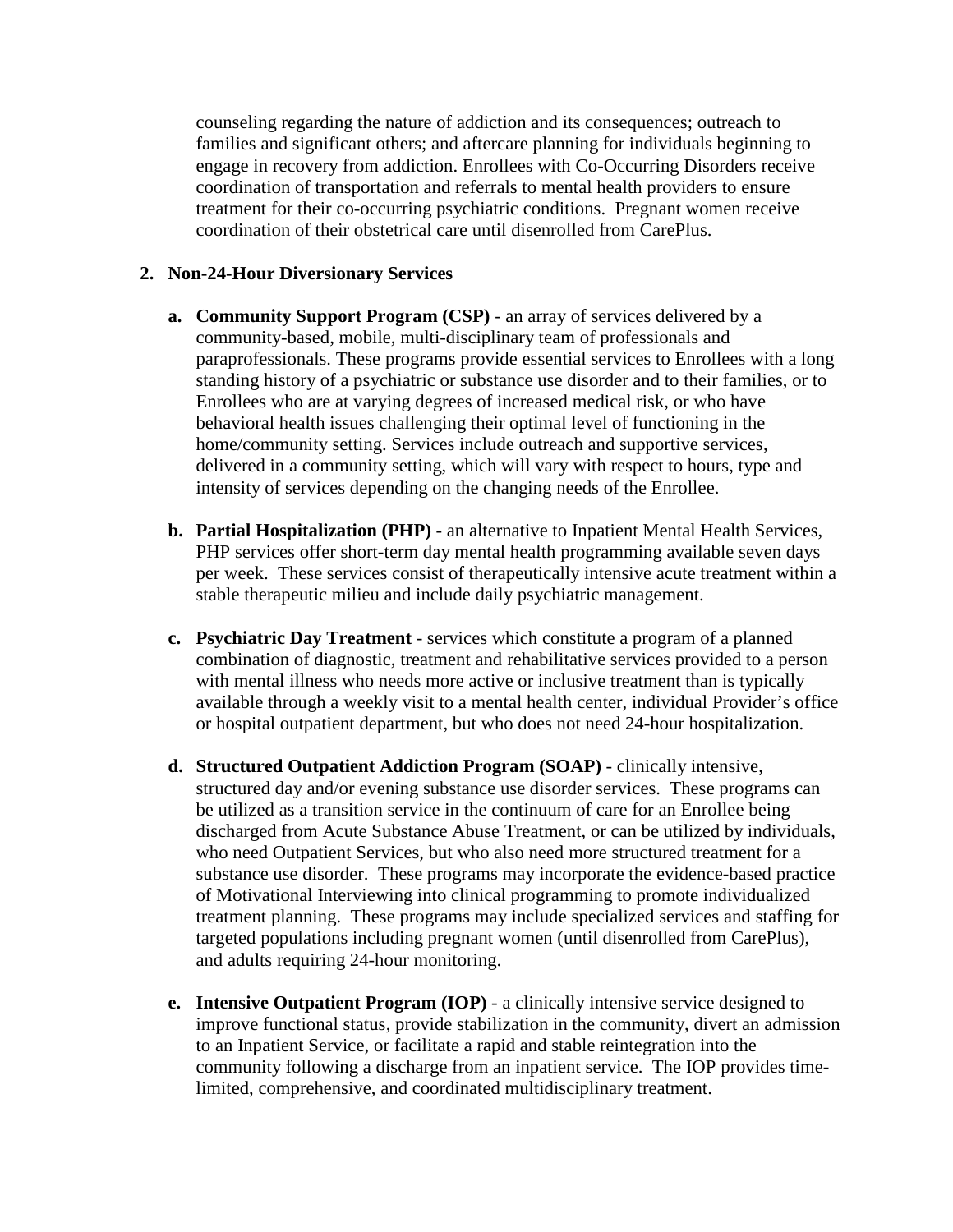counseling regarding the nature of addiction and its consequences; outreach to families and significant others; and aftercare planning for individuals beginning to engage in recovery from addiction. Enrollees with Co-Occurring Disorders receive coordination of transportation and referrals to mental health providers to ensure treatment for their co-occurring psychiatric conditions. Pregnant women receive coordination of their obstetrical care until disenrolled from CarePlus.

2. **Non-24-Hour Diversionary Services**

   a. **Community Support Program (CSP)** - an array of services delivered by a community-based, mobile, multi-disciplinary team of professionals and paraprofessionals. These programs provide essential services to Enrollees with a long standing history of a psychiatric or substance use disorder and to their families, or to Enrollees who are at varying degrees of increased medical risk, or who have behavioral health issues challenging their optimal level of functioning in the home/community setting. Services include outreach and supportive services, delivered in a community setting, which will vary with respect to hours, type and intensity of services depending on the changing needs of the Enrollee.

   b. **Partial Hospitalization (PHP)** - an alternative to Inpatient Mental Health Services, PHP services offer short-term day mental health programming available seven days per week. These services consist of therapeutically intensive acute treatment within a stable therapeutic milieu and include daily psychiatric management.

   c. **Psychiatric Day Treatment** - services which constitute a program of a planned combination of diagnostic, treatment and rehabilitative services provided to a person with mental illness who needs more active or inclusive treatment than is typically available through a weekly visit to a mental health center, individual Provider's office or hospital outpatient department, but who does not need 24-hour hospitalization.

   d. **Structured Outpatient Addiction Program (SOAP)** - clinically intensive, structured day and/or evening substance use disorder services. These programs can be utilized as a transition service in the continuum of care for an Enrollee being discharged from Acute Substance Abuse Treatment, or can be utilized by individuals, who need Outpatient Services, but who also need more structured treatment for a substance use disorder. These programs may incorporate the evidence-based practice of Motivational Interviewing into clinical programming to promote individualized treatment planning. These programs may include specialized services and staffing for targeted populations including pregnant women (until disenrolled from CarePlus), and adults requiring 24-hour monitoring.

   e. **Intensive Outpatient Program (IOP)** - a clinically intensive service designed to improve functional status, provide stabilization in the community, divert an admission to an Inpatient Service, or facilitate a rapid and stable reintegration into the community following a discharge from an inpatient service. The IOP provides time-limited, comprehensive, and coordinated multidisciplinary treatment.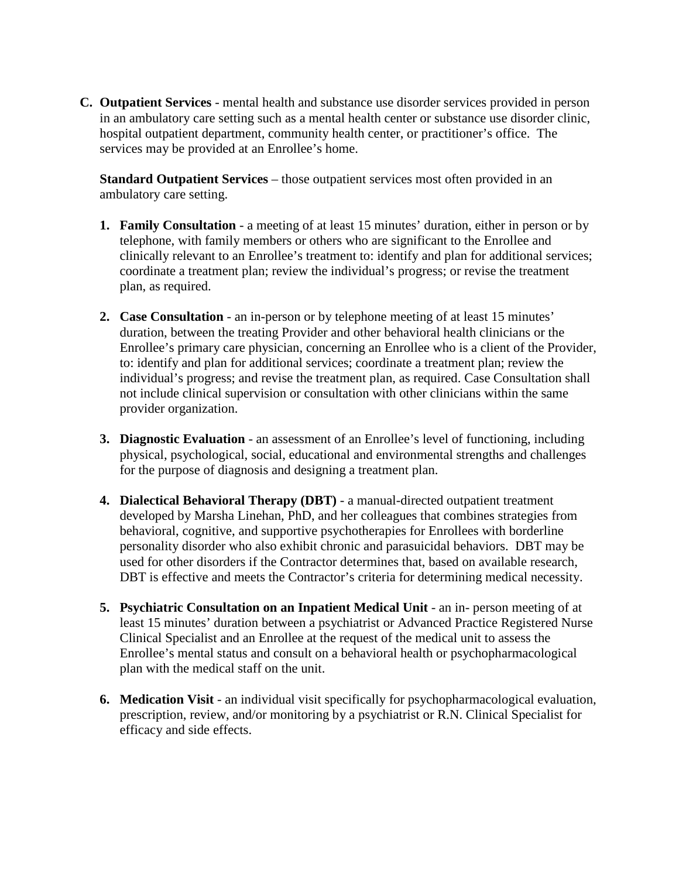**C. Outpatient Services** - mental health and substance use disorder services provided in person in an ambulatory care setting such as a mental health center or substance use disorder clinic, hospital outpatient department, community health center, or practitioner's office. The services may be provided at an Enrollee's home.

**Standard Outpatient Services** – those outpatient services most often provided in an ambulatory care setting.

1. **Family Consultation** - a meeting of at least 15 minutes' duration, either in person or by telephone, with family members or others who are significant to the Enrollee and clinically relevant to an Enrollee's treatment to: identify and plan for additional services; coordinate a treatment plan; review the individual's progress; or revise the treatment plan, as required.

2. **Case Consultation** - an in-person or by telephone meeting of at least 15 minutes' duration, between the treating Provider and other behavioral health clinicians or the Enrollee's primary care physician, concerning an Enrollee who is a client of the Provider, to: identify and plan for additional services; coordinate a treatment plan; review the individual's progress; and revise the treatment plan, as required. Case Consultation shall not include clinical supervision or consultation with other clinicians within the same provider organization.

3. **Diagnostic Evaluation** - an assessment of an Enrollee's level of functioning, including physical, psychological, social, educational and environmental strengths and challenges for the purpose of diagnosis and designing a treatment plan.

4. **Dialectical Behavioral Therapy (DBT)** - a manual-directed outpatient treatment developed by Marsha Linehan, PhD, and her colleagues that combines strategies from behavioral, cognitive, and supportive psychotherapies for Enrollees with borderline personality disorder who also exhibit chronic and parasuicidal behaviors. DBT may be used for other disorders if the Contractor determines that, based on available research, DBT is effective and meets the Contractor's criteria for determining medical necessity.

5. **Psychiatric Consultation on an Inpatient Medical Unit** - an in- person meeting of at least 15 minutes' duration between a psychiatrist or Advanced Practice Registered Nurse Clinical Specialist and an Enrollee at the request of the medical unit to assess the Enrollee's mental status and consult on a behavioral health or psychopharmacological plan with the medical staff on the unit.

6. **Medication Visit** - an individual visit specifically for psychopharmacological evaluation, prescription, review, and/or monitoring by a psychiatrist or R.N. Clinical Specialist for efficacy and side effects.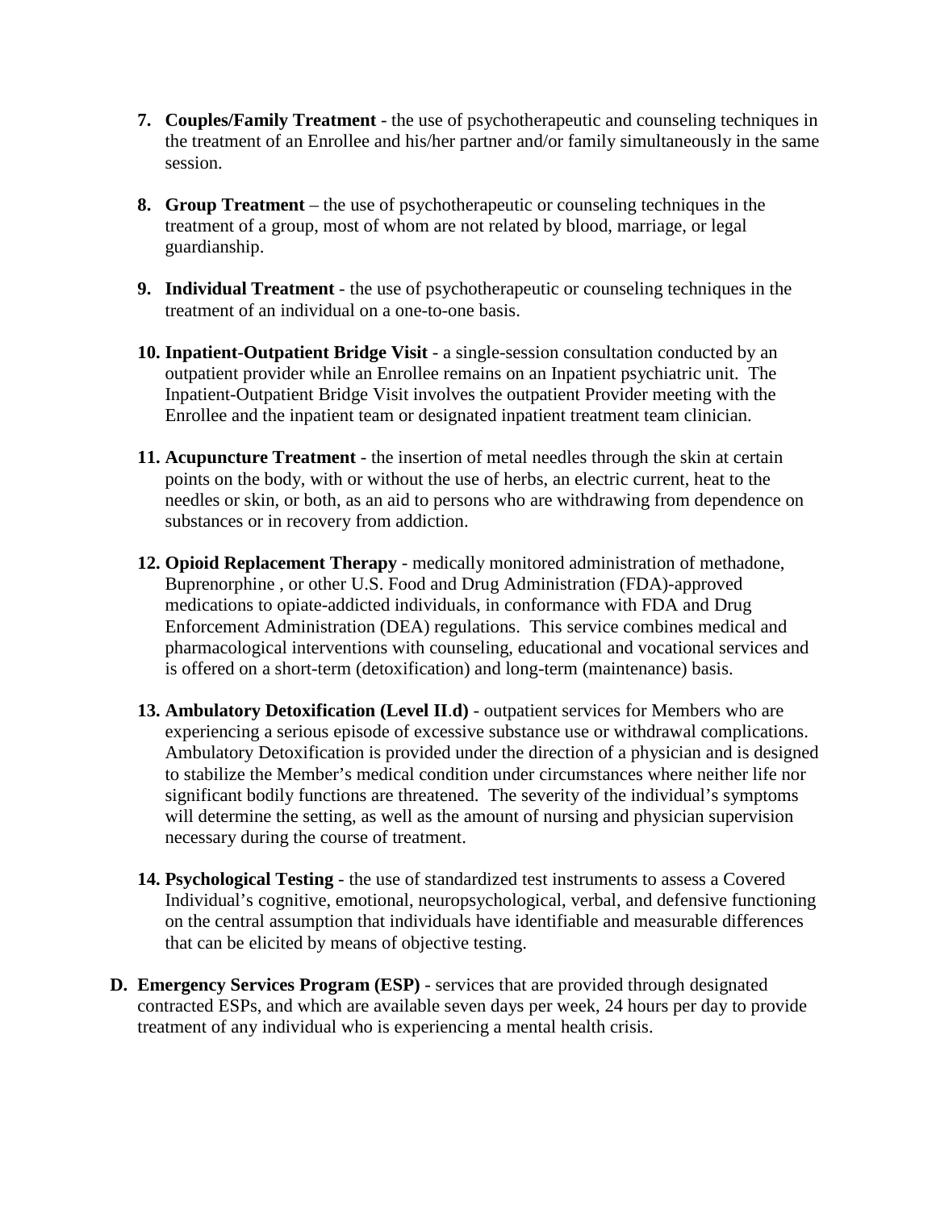7. **Couples/Family Treatment** - the use of psychotherapeutic and counseling techniques in the treatment of an Enrollee and his/her partner and/or family simultaneously in the same session.

8. **Group Treatment** – the use of psychotherapeutic or counseling techniques in the treatment of a group, most of whom are not related by blood, marriage, or legal guardianship.

9. **Individual Treatment** - the use of psychotherapeutic or counseling techniques in the treatment of an individual on a one-to-one basis.

10. **Inpatient-Outpatient Bridge Visit** - a single-session consultation conducted by an outpatient provider while an Enrollee remains on an Inpatient psychiatric unit. The Inpatient-Outpatient Bridge Visit involves the outpatient Provider meeting with the Enrollee and the inpatient team or designated inpatient treatment team clinician.

11. **Acupuncture Treatment** - the insertion of metal needles through the skin at certain points on the body, with or without the use of herbs, an electric current, heat to the needles or skin, or both, as an aid to persons who are withdrawing from dependence on substances or in recovery from addiction.

12. **Opioid Replacement Therapy** - medically monitored administration of methadone, Buprenorphine , or other U.S. Food and Drug Administration (FDA)-approved medications to opiate-addicted individuals, in conformance with FDA and Drug Enforcement Administration (DEA) regulations. This service combines medical and pharmacological interventions with counseling, educational and vocational services and is offered on a short-term (detoxification) and long-term (maintenance) basis.

13. **Ambulatory Detoxification (Level II.d)** - outpatient services for Members who are experiencing a serious episode of excessive substance use or withdrawal complications. Ambulatory Detoxification is provided under the direction of a physician and is designed to stabilize the Member's medical condition under circumstances where neither life nor significant bodily functions are threatened. The severity of the individual's symptoms will determine the setting, as well as the amount of nursing and physician supervision necessary during the course of treatment.

14. **Psychological Testing** - the use of standardized test instruments to assess a Covered Individual's cognitive, emotional, neuropsychological, verbal, and defensive functioning on the central assumption that individuals have identifiable and measurable differences that can be elicited by means of objective testing.

**D. Emergency Services Program (ESP)** - services that are provided through designated contracted ESPs, and which are available seven days per week, 24 hours per day to provide treatment of any individual who is experiencing a mental health crisis.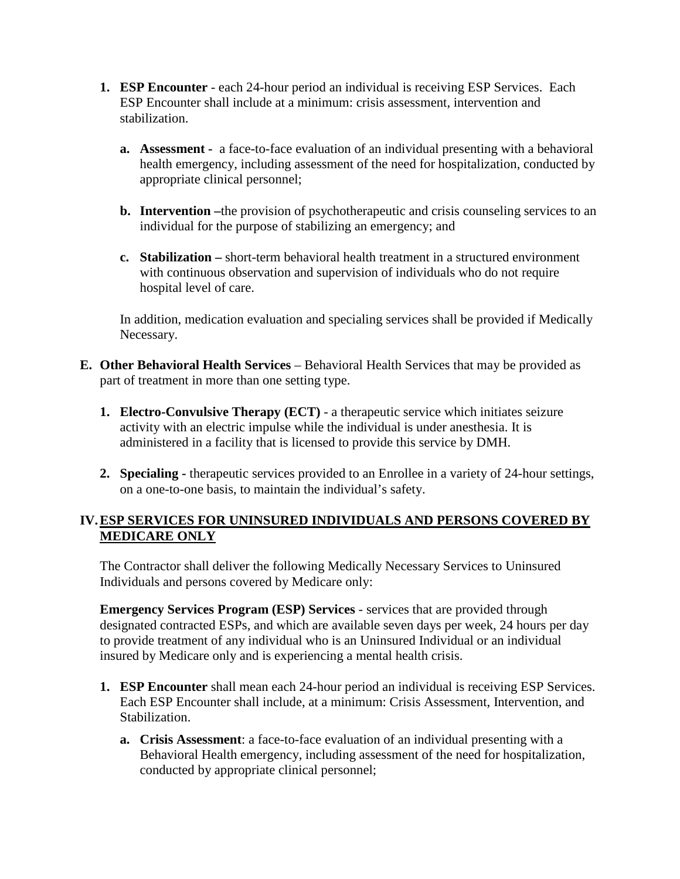1. **ESP Encounter** - each 24-hour period an individual is receiving ESP Services. Each ESP Encounter shall include at a minimum: crisis assessment, intervention and stabilization.

   a. **Assessment -** a face-to-face evaluation of an individual presenting with a behavioral health emergency, including assessment of the need for hospitalization, conducted by appropriate clinical personnel;

   b. **Intervention –**the provision of psychotherapeutic and crisis counseling services to an individual for the purpose of stabilizing an emergency; and

   c. **Stabilization –** short-term behavioral health treatment in a structured environment with continuous observation and supervision of individuals who do not require hospital level of care.

   In addition, medication evaluation and specialing services shall be provided if Medically Necessary.

**E. Other Behavioral Health Services** – Behavioral Health Services that may be provided as part of treatment in more than one setting type.

1. **Electro-Convulsive Therapy (ECT)** - a therapeutic service which initiates seizure activity with an electric impulse while the individual is under anesthesia. It is administered in a facility that is licensed to provide this service by DMH.

2. **Specialing -** therapeutic services provided to an Enrollee in a variety of 24-hour settings, on a one-to-one basis, to maintain the individual's safety.

## IV. ESP SERVICES FOR UNINSURED INDIVIDUALS AND PERSONS COVERED BY MEDICARE ONLY

The Contractor shall deliver the following Medically Necessary Services to Uninsured Individuals and persons covered by Medicare only:

**Emergency Services Program (ESP) Services** - services that are provided through designated contracted ESPs, and which are available seven days per week, 24 hours per day to provide treatment of any individual who is an Uninsured Individual or an individual insured by Medicare only and is experiencing a mental health crisis.

1. **ESP Encounter** shall mean each 24-hour period an individual is receiving ESP Services. Each ESP Encounter shall include, at a minimum: Crisis Assessment, Intervention, and Stabilization.

   a. **Crisis Assessment**: a face-to-face evaluation of an individual presenting with a Behavioral Health emergency, including assessment of the need for hospitalization, conducted by appropriate clinical personnel;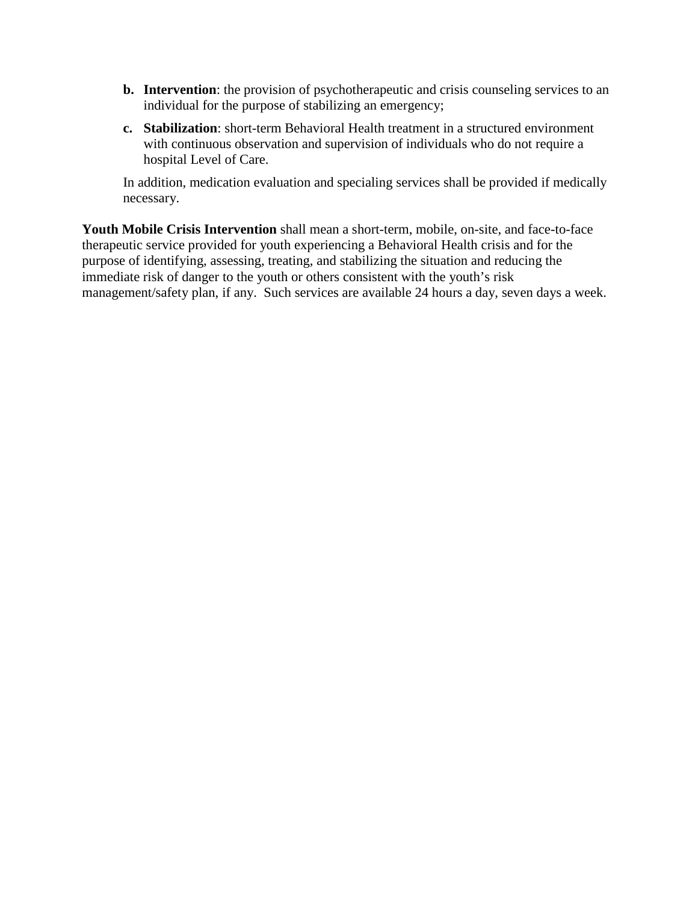b. **Intervention**: the provision of psychotherapeutic and crisis counseling services to an individual for the purpose of stabilizing an emergency;

c. **Stabilization**: short-term Behavioral Health treatment in a structured environment with continuous observation and supervision of individuals who do not require a hospital Level of Care.

In addition, medication evaluation and specialing services shall be provided if medically necessary.

**Youth Mobile Crisis Intervention** shall mean a short-term, mobile, on-site, and face-to-face therapeutic service provided for youth experiencing a Behavioral Health crisis and for the purpose of identifying, assessing, treating, and stabilizing the situation and reducing the immediate risk of danger to the youth or others consistent with the youth's risk management/safety plan, if any. Such services are available 24 hours a day, seven days a week.